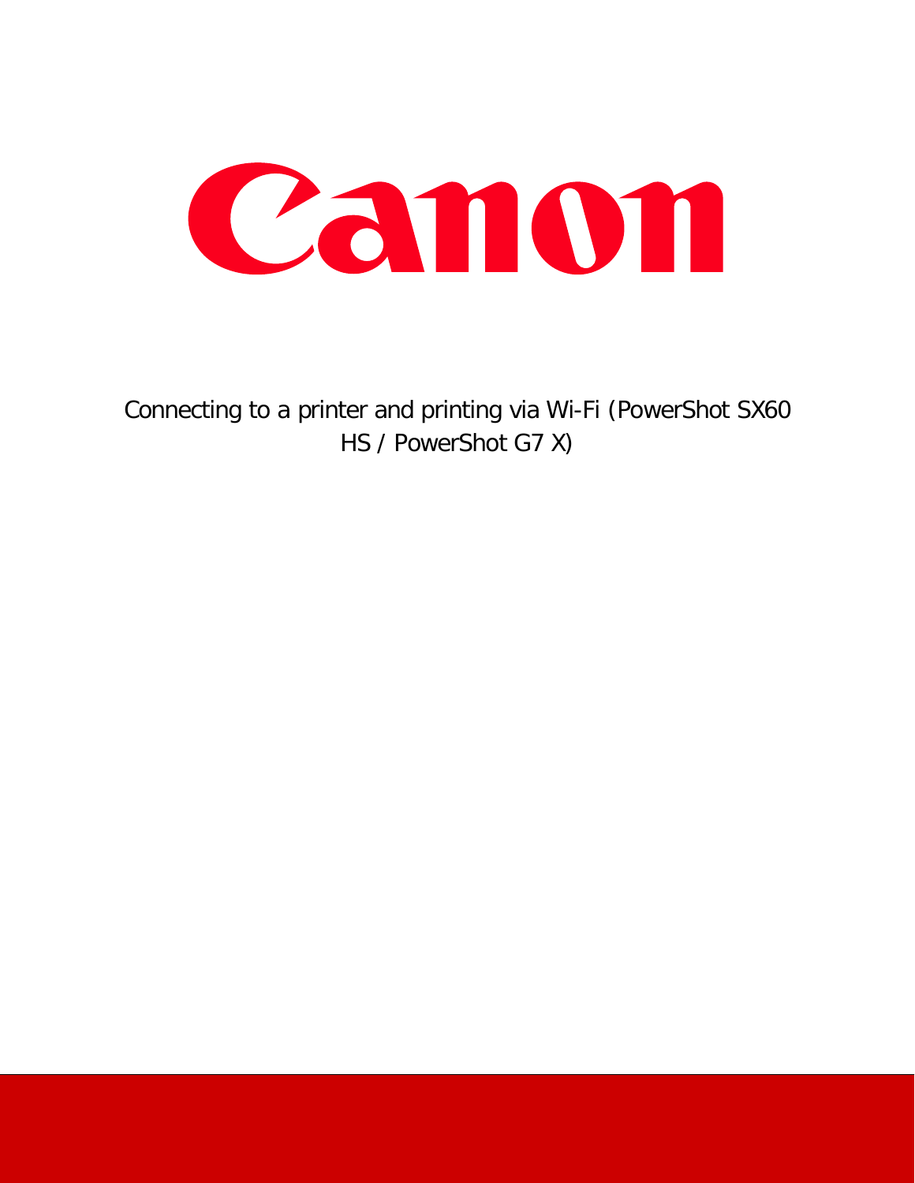Canon

# Connecting to a printer and printing via Wi-Fi (PowerShot SX60 HS / PowerShot G7 X)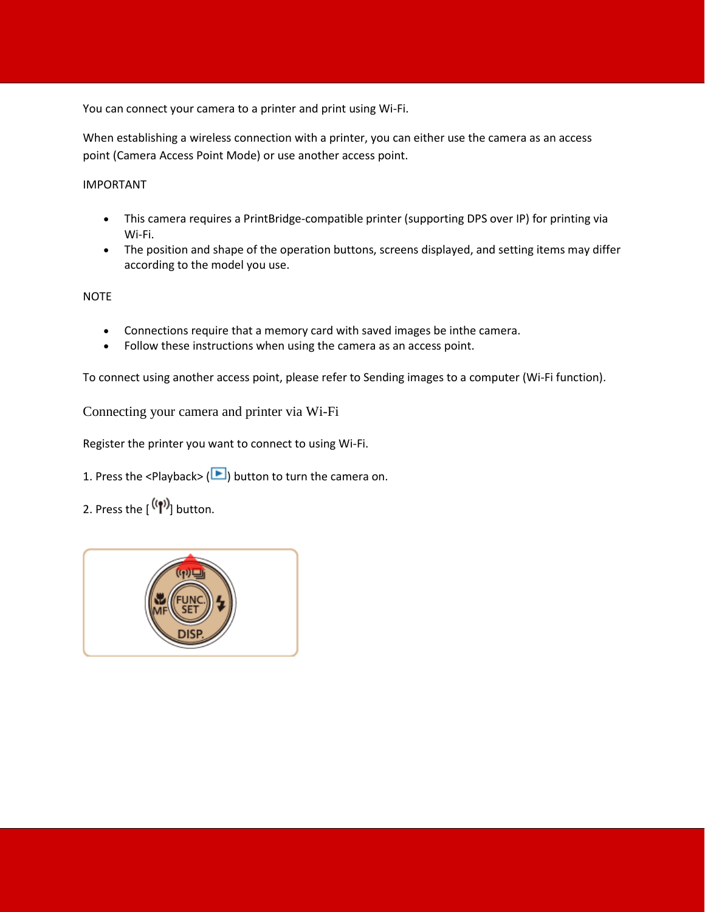You can connect your camera to a printer and print using Wi-Fi.

When establishing a wireless connection with a printer, you can either use the camera as an access point (Camera Access Point Mode) or use another access point.

IMPORTANT

- This camera requires a PrintBridge-compatible printer (supporting DPS over IP) for printing via Wi-Fi.
- The position and shape of the operation buttons, screens displayed, and setting items may differ according to the model you use.

NOTE

- Connections require that a memory card with saved images be inthe camera.
- Follow these instructions when using the camera as an access point.

To connect using another access point, please refer to Sending images to a computer (Wi-Fi function).

## Connecting your camera and printer via Wi-Fi

Register the printer you want to connect to using Wi-Fi.

1. Press the <Playback> ( ) button to turn the camera on.

2. Press the [ ] button.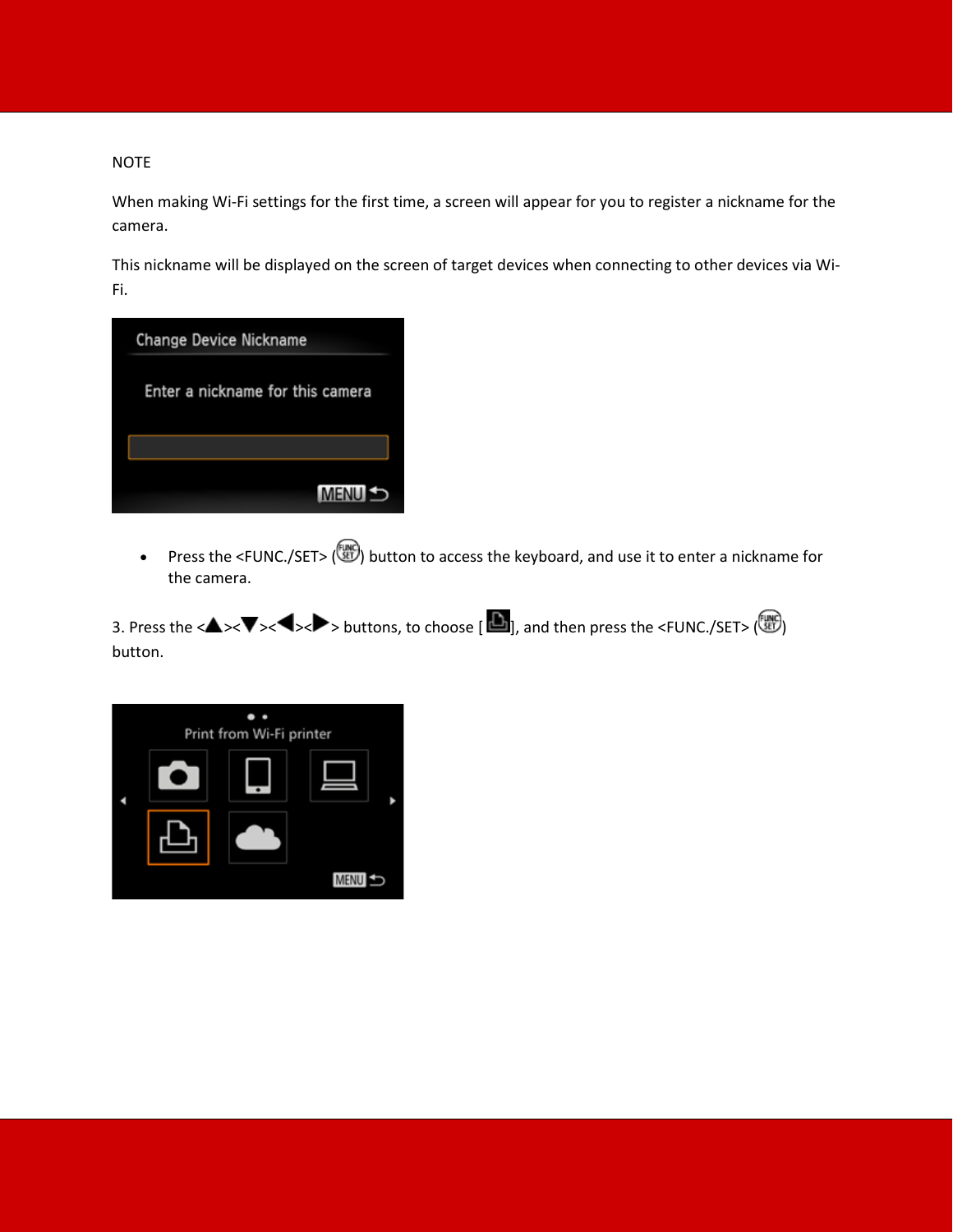NOTE

When making Wi-Fi settings for the first time, a screen will appear for you to register a nickname for the camera.

This nickname will be displayed on the screen of target devices when connecting to other devices via Wi-Fi.

- Press the <FUNC./SET> ( ) button to access the keyboard, and use it to enter a nickname for the camera.

3. Press the <▲><▼><◀><▶> buttons, to choose [ ], and then press the <FUNC./SET> ( ) button.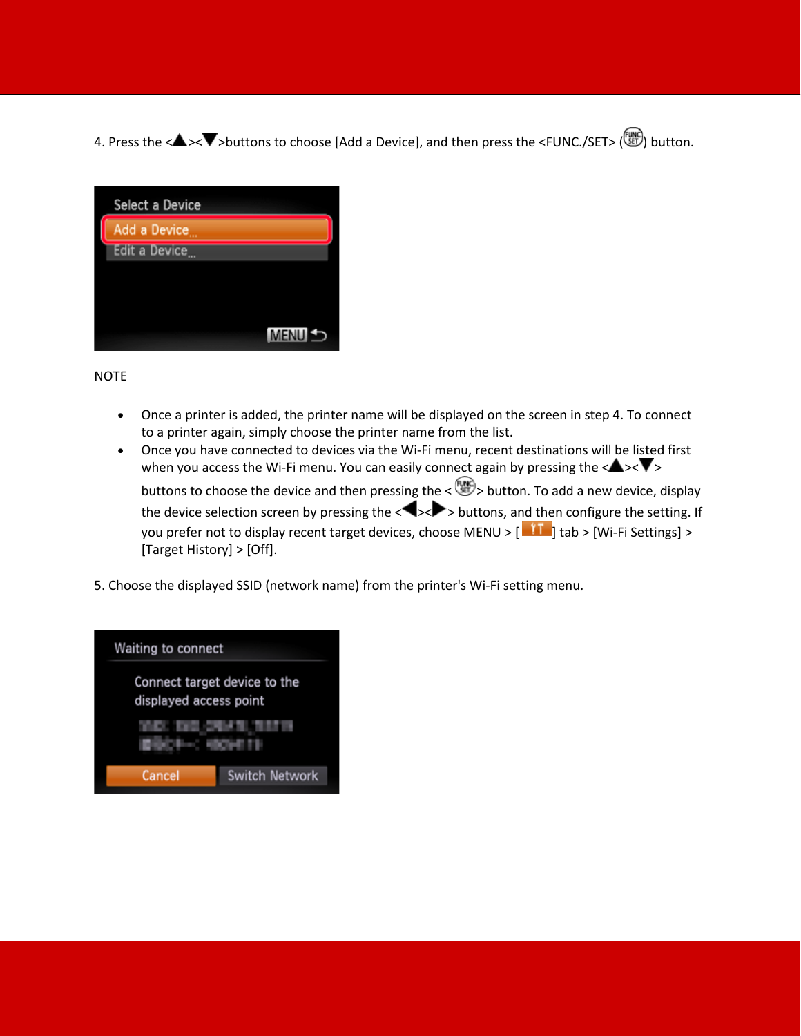4. Press the <▲><▼>buttons to choose [Add a Device], and then press the <FUNC./SET> ( ) button.

NOTE

- Once a printer is added, the printer name will be displayed on the screen in step 4. To connect to a printer again, simply choose the printer name from the list.
- Once you have connected to devices via the Wi-Fi menu, recent destinations will be listed first when you access the Wi-Fi menu. You can easily connect again by pressing the <▲><▼> buttons to choose the device and then pressing the < > button. To add a new device, display the device selection screen by pressing the <◀><▶> buttons, and then configure the setting. If you prefer not to display recent target devices, choose MENU > [ ] tab > [Wi-Fi Settings] > [Target History] > [Off].

5. Choose the displayed SSID (network name) from the printer's Wi-Fi setting menu.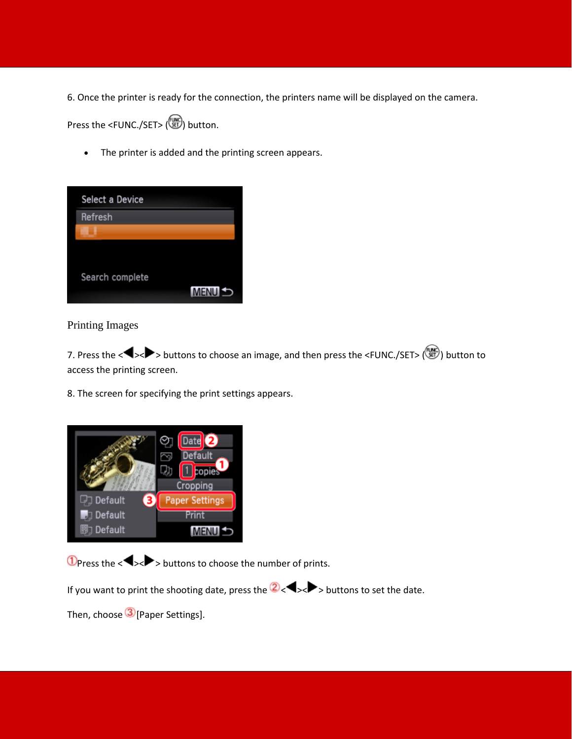6. Once the printer is ready for the connection, the printers name will be displayed on the camera.

Press the <FUNC./SET> ( ) button.

- The printer is added and the printing screen appears.

## Printing Images

7. Press the <◀><▶> buttons to choose an image, and then press the <FUNC./SET> ( ) button to access the printing screen.

8. The screen for specifying the print settings appears.

① Press the <◀><▶> buttons to choose the number of prints.

If you want to print the shooting date, press the ② <◀><▶> buttons to set the date.

Then, choose ③ [Paper Settings].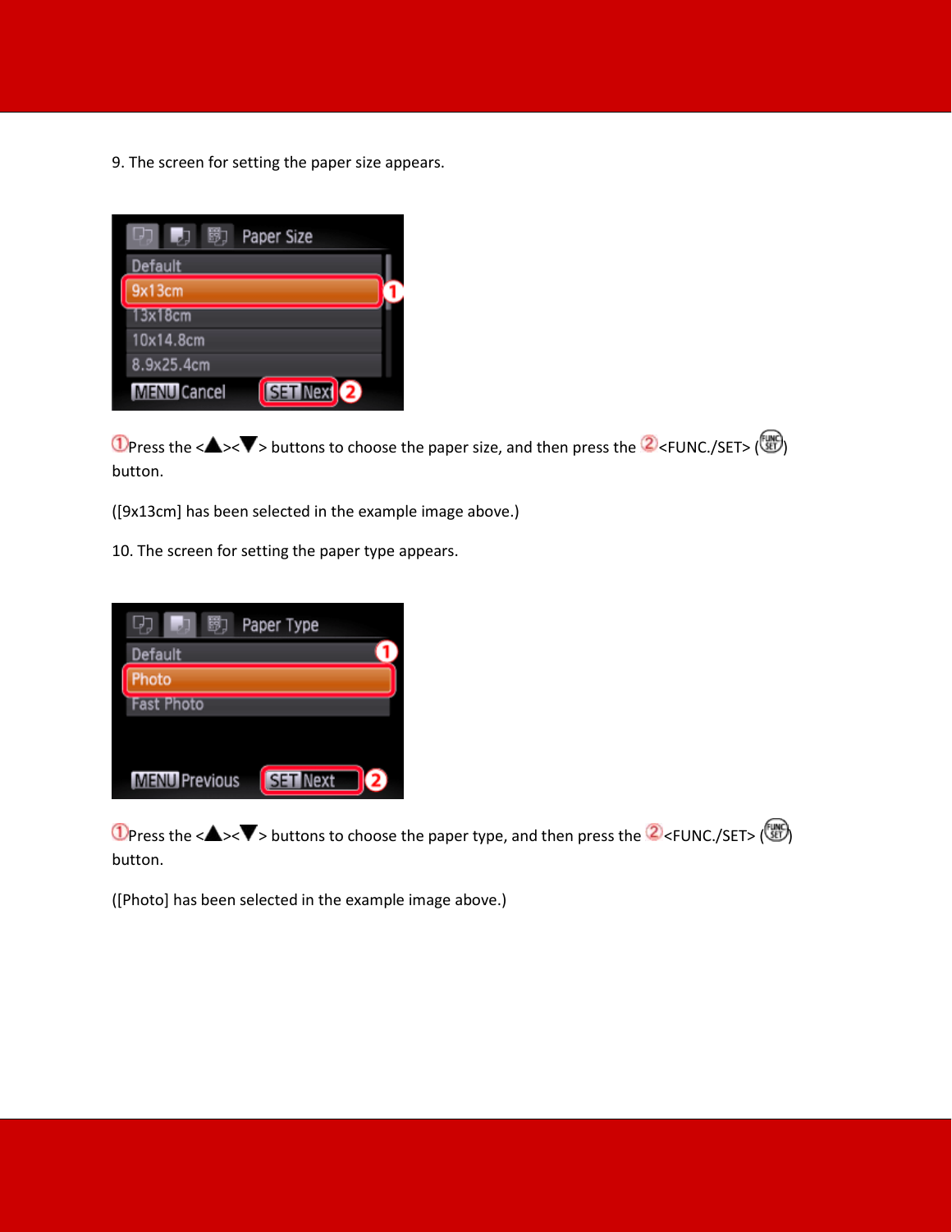9. The screen for setting the paper size appears.

①Press the <▲><▼> buttons to choose the paper size, and then press the ②<FUNC./SET> ( ) button.

([9x13cm] has been selected in the example image above.)

10. The screen for setting the paper type appears.

①Press the <▲><▼> buttons to choose the paper type, and then press the ②<FUNC./SET> ( ) button.

([Photo] has been selected in the example image above.)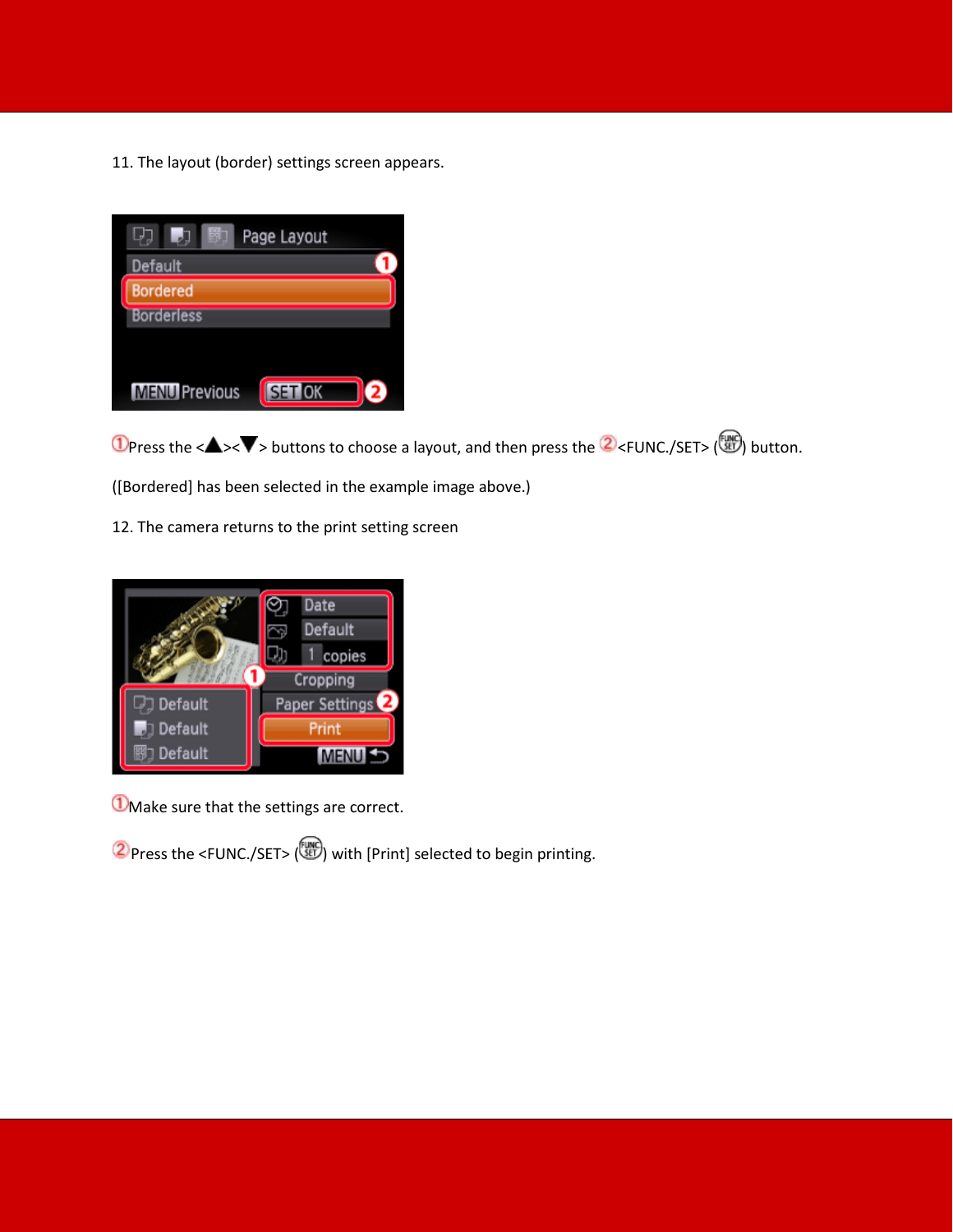11. The layout (border) settings screen appears.

①Press the <▲><▼> buttons to choose a layout, and then press the ②<FUNC./SET> (FUNC SET) button.

([Bordered] has been selected in the example image above.)

12. The camera returns to the print setting screen

①Make sure that the settings are correct.

②Press the <FUNC./SET> (FUNC SET) with [Print] selected to begin printing.